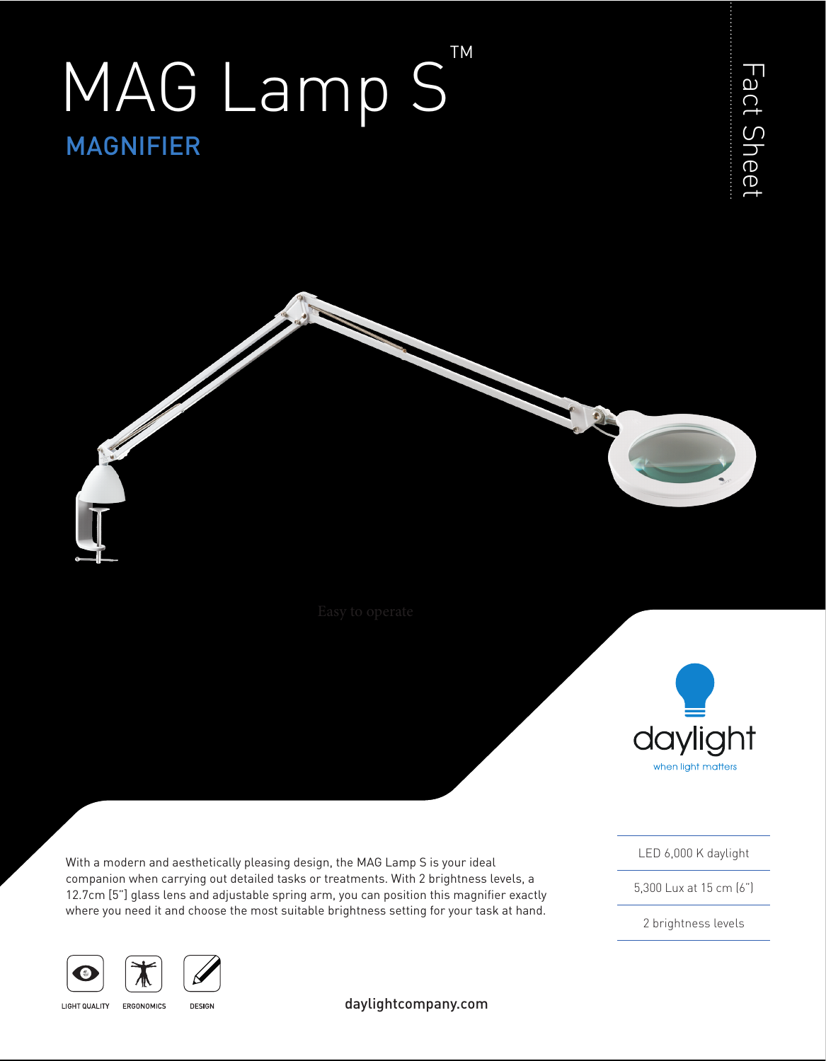# MAG Lamp S™

## MAGNIFIER

Fact Sheet

Easy to operate

daylight
when light matters

With a modern and aesthetically pleasing design, the MAG Lamp S is your ideal companion when carrying out detailed tasks or treatments. With 2 brightness levels, a 12.7cm [5"] glass lens and adjustable spring arm, you can position this magnifier exactly where you need it and choose the most suitable brightness setting for your task at hand.

- LED 6,000 K daylight
- 5,300 Lux at 15 cm (6")
- 2 brightness levels

LIGHT QUALITY ERGONOMICS DESIGN

daylightcompany.com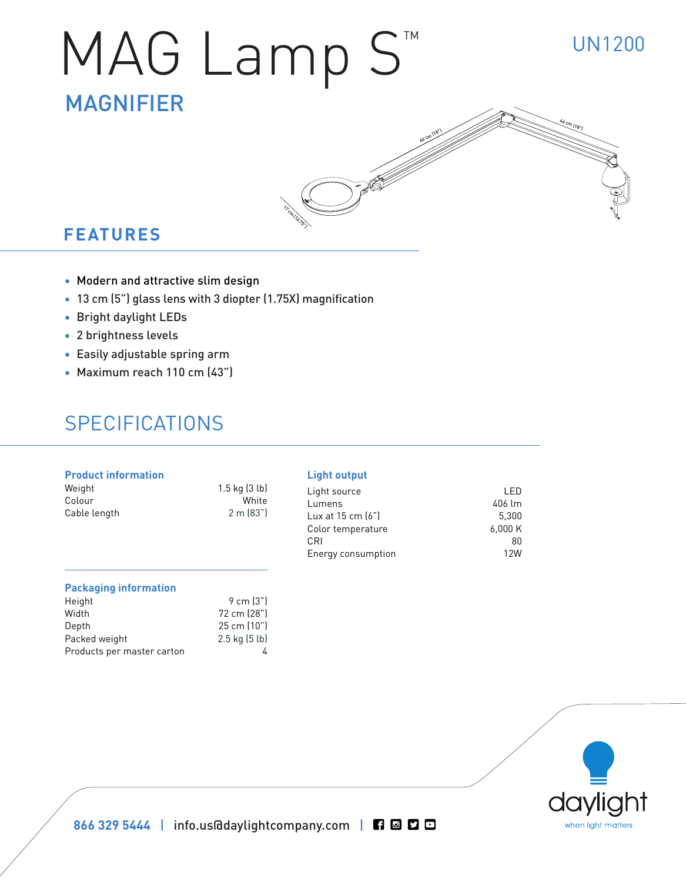# MAG Lamp S™

UN1200

## MAGNIFIER

46 cm (18")

46 cm (18")

17 cm (6.75")

## FEATURES

- Modern and attractive slim design
- 13 cm (5") glass lens with 3 diopter (1.75X) magnification
- Bright daylight LEDs
- 2 brightness levels
- Easily adjustable spring arm
- Maximum reach 110 cm (43")

## SPECIFICATIONS

### Product information

| | |
|---|---|
| Weight | 1.5 kg (3 lb) |
| Colour | White |
| Cable length | 2 m (83") |

### Packaging information

| | |
|---|---|
| Height | 9 cm (3") |
| Width | 72 cm (28") |
| Depth | 25 cm (10") |
| Packed weight | 2.5 kg (5 lb) |
| Products per master carton | 4 |

### Light output

| | |
|---|---|
| Light source | LED |
| Lumens | 406 lm |
| Lux at 15 cm (6") | 5,300 |
| Color temperature | 6,000 K |
| CRI | 80 |
| Energy consumption | 12W |

866 329 5444 | info.us@daylightcompany.com |

daylight
when light matters